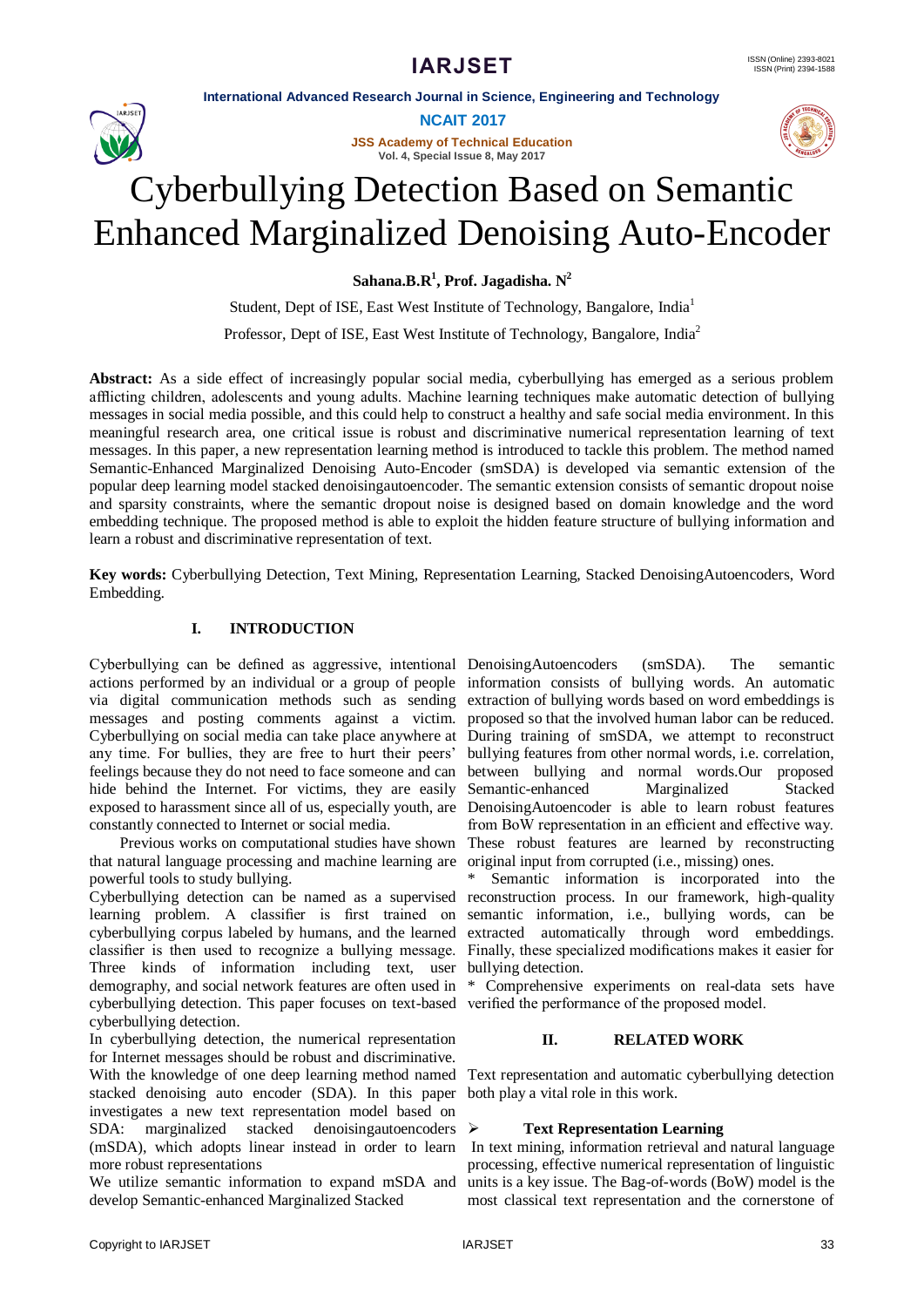# Cyberbullying Detection Based on Semantic Enhanced Marginalized Denoising Auto-Encoder

**Sahana.B.R[1], Prof. Jagadisha. N[2]**

Student, Dept of ISE, East West Institute of Technology, Bangalore, India[1]

Professor, Dept of ISE, East West Institute of Technology, Bangalore, India[2]

**Abstract:** As a side effect of increasingly popular social media, cyberbullying has emerged as a serious problem afflicting children, adolescents and young adults. Machine learning techniques make automatic detection of bullying messages in social media possible, and this could help to construct a healthy and safe social media environment. In this meaningful research area, one critical issue is robust and discriminative numerical representation learning of text messages. In this paper, a new representation learning method is introduced to tackle this problem. The method named Semantic-Enhanced Marginalized Denoising Auto-Encoder (smSDA) is developed via semantic extension of the popular deep learning model stacked denoisingautoencoder. The semantic extension consists of semantic dropout noise and sparsity constraints, where the semantic dropout noise is designed based on domain knowledge and the word embedding technique. The proposed method is able to exploit the hidden feature structure of bullying information and learn a robust and discriminative representation of text.

**Key words:** Cyberbullying Detection, Text Mining, Representation Learning, Stacked DenoisingAutoencoders, Word Embedding.

## I. INTRODUCTION

Cyberbullying can be defined as aggressive, intentional actions performed by an individual or a group of people via digital communication methods such as sending messages and posting comments against a victim. Cyberbullying on social media can take place anywhere at any time. For bullies, they are free to hurt their peers' feelings because they do not need to face someone and can hide behind the Internet. For victims, they are easily exposed to harassment since all of us, especially youth, are constantly connected to Internet or social media.

Previous works on computational studies have shown that natural language processing and machine learning are powerful tools to study bullying.

Cyberbullying detection can be named as a supervised learning problem. A classifier is first trained on cyberbullying corpus labeled by humans, and the learned classifier is then used to recognize a bullying message. Three kinds of information including text, user demography, and social network features are often used in cyberbullying detection. This paper focuses on text-based cyberbullying detection.

In cyberbullying detection, the numerical representation for Internet messages should be robust and discriminative. With the knowledge of one deep learning method named stacked denoising auto encoder (SDA). In this paper investigates a new text representation model based on SDA: marginalized stacked denoisingautoencoders (mSDA), which adopts linear instead in order to learn more robust representations

We utilize semantic information to expand mSDA and develop Semantic-enhanced Marginalized Stacked DenoisingAutoencoders (smSDA). The semantic information consists of bullying words. An automatic extraction of bullying words based on word embeddings is proposed so that the involved human labor can be reduced. During training of smSDA, we attempt to reconstruct bullying features from other normal words, i.e. correlation, between bullying and normal words.Our proposed Semantic-enhanced Marginalized Stacked DenoisingAutoencoder is able to learn robust features from BoW representation in an efficient and effective way. These robust features are learned by reconstructing original input from corrupted (i.e., missing) ones.

* Semantic information is incorporated into the reconstruction process. In our framework, high-quality semantic information, i.e., bullying words, can be extracted automatically through word embeddings. Finally, these specialized modifications makes it easier for bullying detection.

* Comprehensive experiments on real-data sets have verified the performance of the proposed model.

## II. RELATED WORK

Text representation and automatic cyberbullying detection both play a vital role in this work.

### ➢ Text Representation Learning

In text mining, information retrieval and natural language processing, effective numerical representation of linguistic units is a key issue. The Bag-of-words (BoW) model is the most classical text representation and the cornerstone of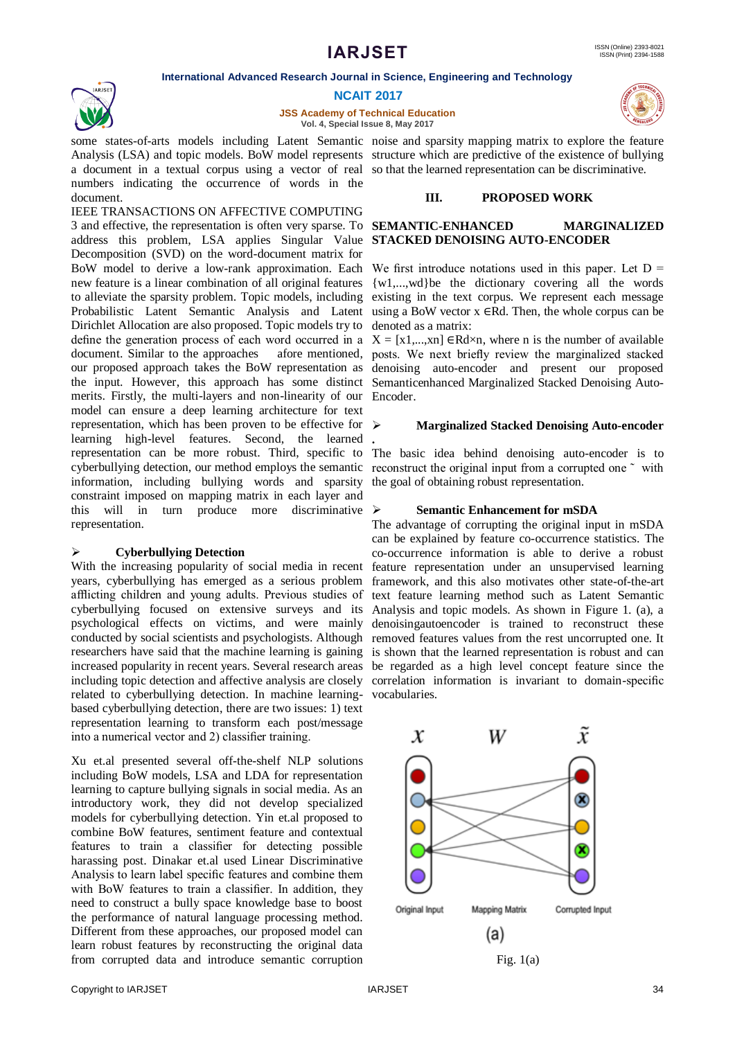some states-of-arts models including Latent Semantic Analysis (LSA) and topic models. BoW model represents a document in a textual corpus using a vector of real numbers indicating the occurrence of words in the document.

IEEE TRANSACTIONS ON AFFECTIVE COMPUTING 3 and effective, the representation is often very sparse. To address this problem, LSA applies Singular Value Decomposition (SVD) on the word-document matrix for BoW model to derive a low-rank approximation. Each new feature is a linear combination of all original features to alleviate the sparsity problem. Topic models, including Probabilistic Latent Semantic Analysis and Latent Dirichlet Allocation are also proposed. Topic models try to define the generation process of each word occurred in a document. Similar to the approaches afore mentioned, our proposed approach takes the BoW representation as the input. However, this approach has some distinct merits. Firstly, the multi-layers and non-linearity of our model can ensure a deep learning architecture for text representation, which has been proven to be effective for learning high-level features. Second, the learned representation can be more robust. Third, specific to cyberbullying detection, our method employs the semantic information, including bullying words and sparsity constraint imposed on mapping matrix in each layer and this will in turn produce more discriminative representation.

- **Cyberbullying Detection**

With the increasing popularity of social media in recent years, cyberbullying has emerged as a serious problem afflicting children and young adults. Previous studies of cyberbullying focused on extensive surveys and its psychological effects on victims, and were mainly conducted by social scientists and psychologists. Although researchers have said that the machine learning is gaining increased popularity in recent years. Several research areas including topic detection and affective analysis are closely related to cyberbullying detection. In machine learning-based cyberbullying detection, there are two issues: 1) text representation learning to transform each post/message into a numerical vector and 2) classifier training.

Xu et.al presented several off-the-shelf NLP solutions including BoW models, LSA and LDA for representation learning to capture bullying signals in social media. As an introductory work, they did not develop specialized models for cyberbullying detection. Yin et.al proposed to combine BoW features, sentiment feature and contextual features to train a classifier for detecting possible harassing post. Dinakar et.al used Linear Discriminative Analysis to learn label specific features and combine them with BoW features to train a classifier. In addition, they need to construct a bully space knowledge base to boost the performance of natural language processing method. Different from these approaches, our proposed model can learn robust features by reconstructing the original data from corrupted data and introduce semantic corruption noise and sparsity mapping matrix to explore the feature structure which are predictive of the existence of bullying so that the learned representation can be discriminative.

## III. PROPOSED WORK

### SEMANTIC-ENHANCED MARGINALIZED STACKED DENOISING AUTO-ENCODER

We first introduce notations used in this paper. Let D = {w1,...,wd}be the dictionary covering all the words existing in the text corpus. We represent each message using a BoW vector $x \in R^d$. Then, the whole corpus can be denoted as a matrix:

$X = [x_1,...,x_n] \in R^{d \times n}$, where n is the number of available posts. We next briefly review the marginalized stacked denoising auto-encoder and present our proposed Semanticenhanced Marginalized Stacked Denoising Auto-Encoder.

- **Marginalized Stacked Denoising Auto-encoder**

.

The basic idea behind denoising auto-encoder is to reconstruct the original input from a corrupted one ˜ with the goal of obtaining robust representation.

- **Semantic Enhancement for mSDA**

The advantage of corrupting the original input in mSDA can be explained by feature co-occurrence statistics. The co-occurrence information is able to derive a robust feature representation under an unsupervised learning framework, and this also motivates other state-of-the-art text feature learning method such as Latent Semantic Analysis and topic models. As shown in Figure 1. (a), a denoisingautoencoder is trained to reconstruct these removed features values from the rest uncorrupted one. It is shown that the learned representation is robust and can be regarded as a high level concept feature since the correlation information is invariant to domain-specific vocabularies.

Fig. 1(a)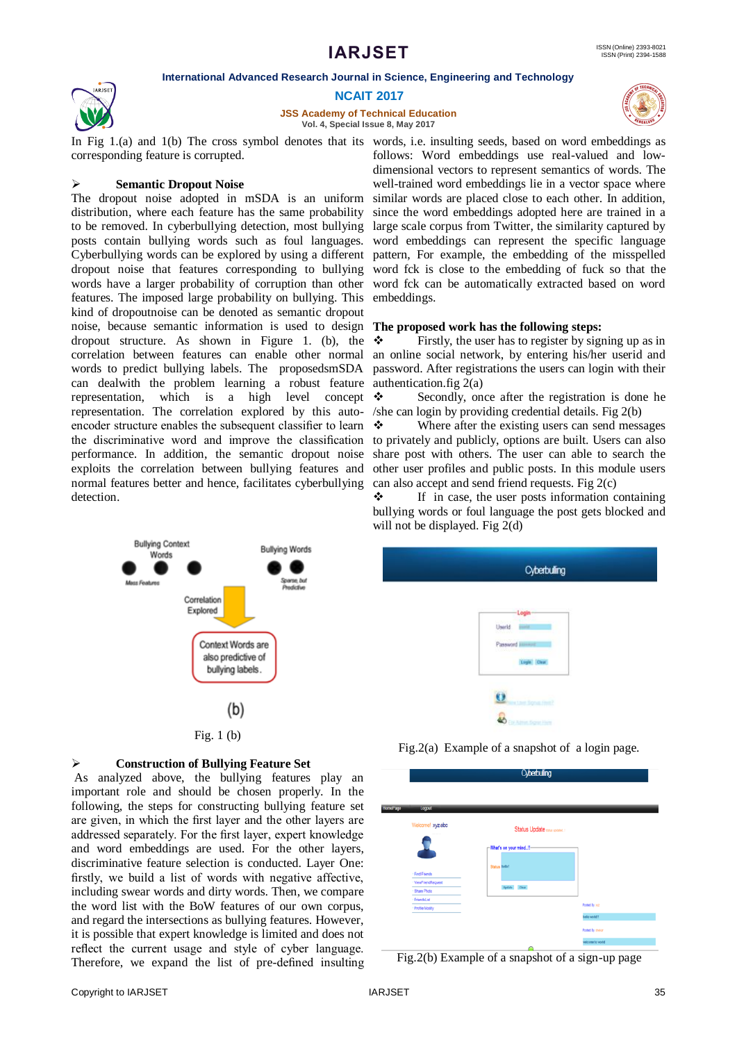In Fig 1.(a) and 1(b) The cross symbol denotes that its corresponding feature is corrupted.

### ➢ Semantic Dropout Noise

The dropout noise adopted in mSDA is an uniform distribution, where each feature has the same probability to be removed. In cyberbullying detection, most bullying posts contain bullying words such as foul languages. Cyberbullying words can be explored by using a different dropout noise that features corresponding to bullying words have a larger probability of corruption than other features. The imposed large probability on bullying. This kind of dropoutnoise can be denoted as semantic dropout noise, because semantic information is used to design dropout structure. As shown in Figure 1. (b), the correlation between features can enable other normal words to predict bullying labels. The proposedsmSDA can dealwith the problem learning a robust feature representation, which is a high level concept representation. The correlation explored by this auto-encoder structure enables the subsequent classifier to learn the discriminative word and improve the classification performance. In addition, the semantic dropout noise exploits the correlation between bullying features and normal features better and hence, facilitates cyberbullying detection.

Fig. 1 (b)

### ➢ Construction of Bullying Feature Set

As analyzed above, the bullying features play an important role and should be chosen properly. In the following, the steps for constructing bullying feature set are given, in which the first layer and the other layers are addressed separately. For the first layer, expert knowledge and word embeddings are used. For the other layers, discriminative feature selection is conducted. Layer One: firstly, we build a list of words with negative affective, including swear words and dirty words. Then, we compare the word list with the BoW features of our own corpus, and regard the intersections as bullying features. However, it is possible that expert knowledge is limited and does not reflect the current usage and style of cyber language. Therefore, we expand the list of pre-defined insulting words, i.e. insulting seeds, based on word embeddings as follows: Word embeddings use real-valued and low-dimensional vectors to represent semantics of words. The well-trained word embeddings lie in a vector space where similar words are placed close to each other. In addition, since the word embeddings adopted here are trained in a large scale corpus from Twitter, the similarity captured by word embeddings can represent the specific language pattern, For example, the embedding of the misspelled word fck is close to the embedding of fuck so that the word fck can be automatically extracted based on word embeddings.

**The proposed work has the following steps:**

- ❖ Firstly, the user has to register by signing up as in an online social network, by entering his/her userid and password. After registrations the users can login with their authentication.fig 2(a)
- ❖ Secondly, once after the registration is done he /she can login by providing credential details. Fig 2(b)
- ❖ Where after the existing users can send messages to privately and publicly, options are built. Users can also share post with others. The user can able to search the other user profiles and public posts. In this module users can also accept and send friend requests. Fig 2(c)
- ❖ If in case, the user posts information containing bullying words or foul language the post gets blocked and will not be displayed. Fig 2(d)

Fig.2(a) Example of a snapshot of a login page.

Fig.2(b) Example of a snapshot of a sign-up page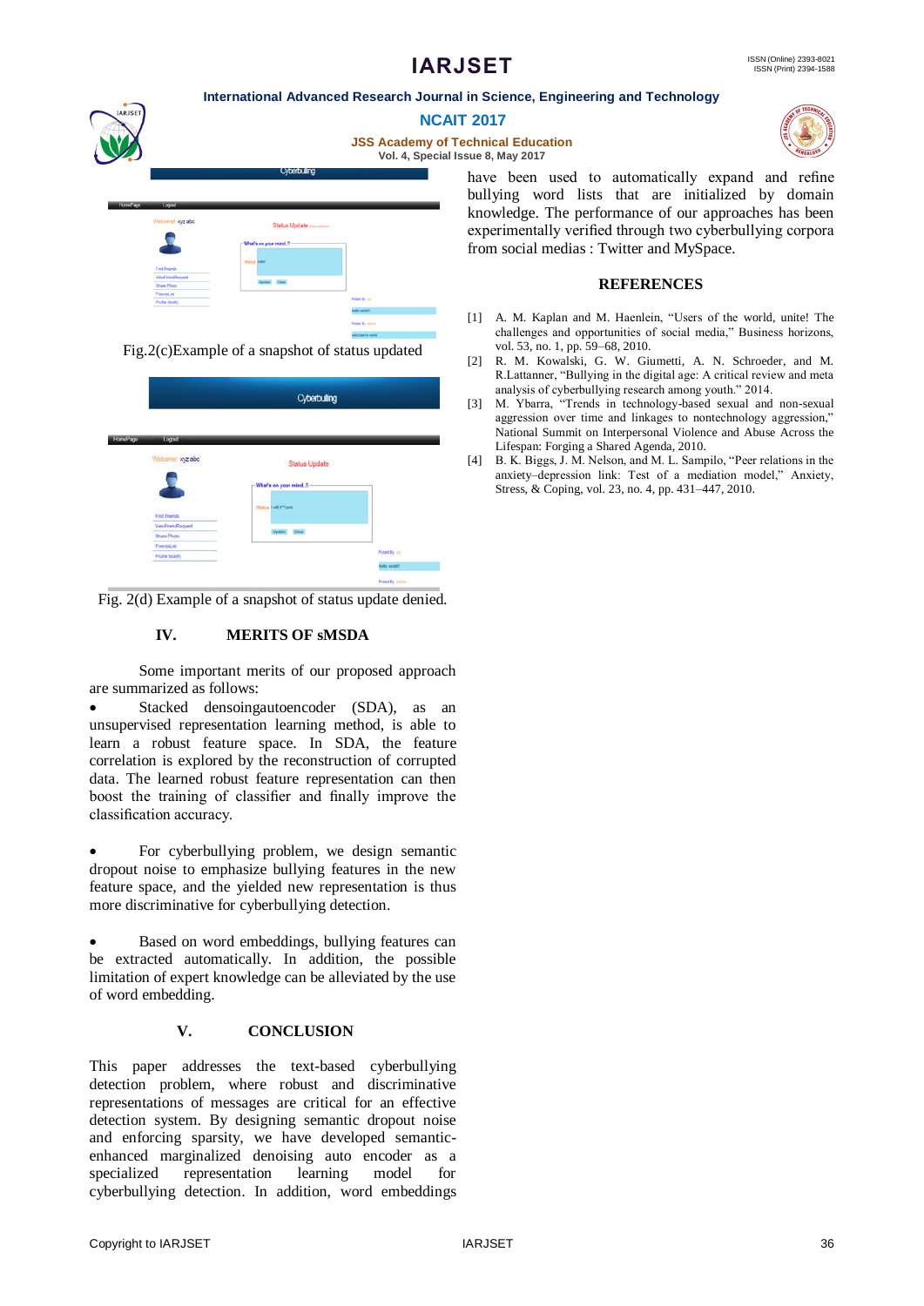Fig.2(c)Example of a snapshot of status updated

Fig. 2(d) Example of a snapshot of status update denied.

## IV. MERITS OF sMSDA

Some important merits of our proposed approach are summarized as follows:

- Stacked densoingautoencoder (SDA), as an unsupervised representation learning method, is able to learn a robust feature space. In SDA, the feature correlation is explored by the reconstruction of corrupted data. The learned robust feature representation can then boost the training of classifier and finally improve the classification accuracy.

- For cyberbullying problem, we design semantic dropout noise to emphasize bullying features in the new feature space, and the yielded new representation is thus more discriminative for cyberbullying detection.

- Based on word embeddings, bullying features can be extracted automatically. In addition, the possible limitation of expert knowledge can be alleviated by the use of word embedding.

## V. CONCLUSION

This paper addresses the text-based cyberbullying detection problem, where robust and discriminative representations of messages are critical for an effective detection system. By designing semantic dropout noise and enforcing sparsity, we have developed semantic-enhanced marginalized denoising auto encoder as a specialized representation learning model for cyberbullying detection. In addition, word embeddings have been used to automatically expand and refine bullying word lists that are initialized by domain knowledge. The performance of our approaches has been experimentally verified through two cyberbullying corpora from social medias : Twitter and MySpace.

## REFERENCES

[1] A. M. Kaplan and M. Haenlein, "Users of the world, unite! The challenges and opportunities of social media," Business horizons, vol. 53, no. 1, pp. 59–68, 2010.

[2] R. M. Kowalski, G. W. Giumetti, A. N. Schroeder, and M. R.Lattanner, "Bullying in the digital age: A critical review and meta analysis of cyberbullying research among youth." 2014.

[3] M. Ybarra, "Trends in technology-based sexual and non-sexual aggression over time and linkages to nontechnology aggression," National Summit on Interpersonal Violence and Abuse Across the Lifespan: Forging a Shared Agenda, 2010.

[4] B. K. Biggs, J. M. Nelson, and M. L. Sampilo, "Peer relations in the anxiety–depression link: Test of a mediation model," Anxiety, Stress, & Coping, vol. 23, no. 4, pp. 431–447, 2010.